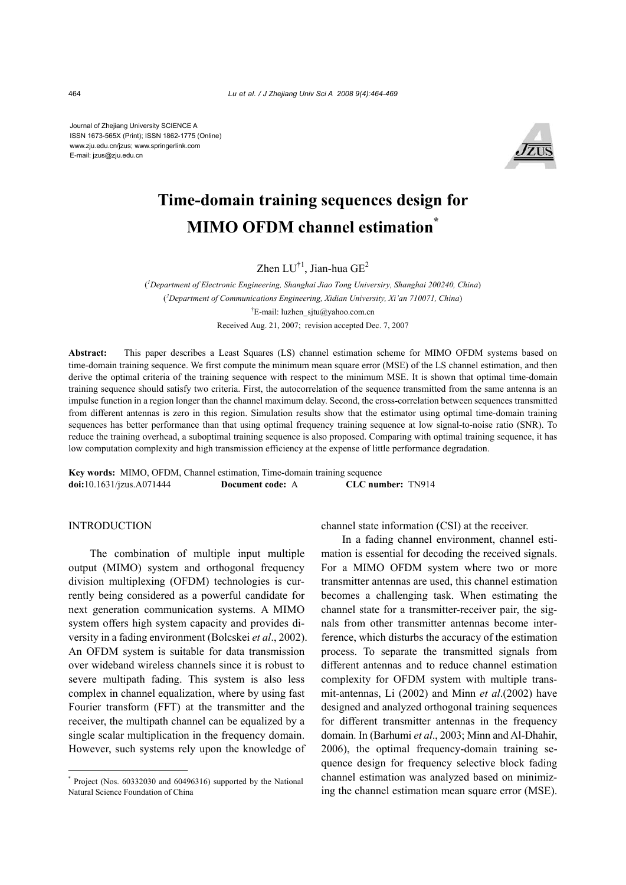Journal of Zhejiang University SCIENCE A
ISSN 1673-565X (Print); ISSN 1862-1775 (Online)
www.zju.edu.cn/jzus; www.springerlink.com
E-mail: jzus@zju.edu.cn

# Time-domain training sequences design for MIMO OFDM channel estimation*

Zhen LU[†1], Jian-hua GE[2]

([1]Department of Electronic Engineering, Shanghai Jiao Tong Univesiry, Shanghai 200240, China)

([2]Department of Communications Engineering, Xidian University, Xi'an 710071, China)

[†]E-mail: luzhen_sjtu@yahoo.com.cn

Received Aug. 21, 2007; revision accepted Dec. 7, 2007

**Abstract:** This paper describes a Least Squares (LS) channel estimation scheme for MIMO OFDM systems based on time-domain training sequence. We first compute the minimum mean square error (MSE) of the LS channel estimation, and then derive the optimal criteria of the training sequence with respect to the minimum MSE. It is shown that optimal time-domain training sequence should satisfy two criteria. First, the autocorrelation of the sequence transmitted from the same antenna is an impulse function in a region longer than the channel maximum delay. Second, the cross-correlation between sequences transmitted from different antennas is zero in this region. Simulation results show that the estimator using optimal time-domain training sequences has better performance than that using optimal frequency training sequence at low signal-to-noise ratio (SNR). To reduce the training overhead, a suboptimal training sequence is also proposed. Comparing with optimal training sequence, it has low computation complexity and high transmission efficiency at the expense of little performance degradation.

**Key words:** MIMO, OFDM, Channel estimation, Time-domain training sequence
**doi:**10.1631/jzus.A071444 **Document code:** A **CLC number:** TN914

## INTRODUCTION

The combination of multiple input multiple output (MIMO) system and orthogonal frequency division multiplexing (OFDM) technologies is currently being considered as a powerful candidate for next generation communication systems. A MIMO system offers high system capacity and provides diversity in a fading environment (Bolcskei *et al*., 2002). An OFDM system is suitable for data transmission over wideband wireless channels since it is robust to severe multipath fading. This system is also less complex in channel equalization, where by using fast Fourier transform (FFT) at the transmitter and the receiver, the multipath channel can be equalized by a single scalar multiplication in the frequency domain. However, such systems rely upon the knowledge of channel state information (CSI) at the receiver.

In a fading channel environment, channel estimation is essential for decoding the received signals. For a MIMO OFDM system where two or more transmitter antennas are used, this channel estimation becomes a challenging task. When estimating the channel state for a transmitter-receiver pair, the signals from other transmitter antennas become interference, which disturbs the accuracy of the estimation process. To separate the transmitted signals from different antennas and to reduce channel estimation complexity for OFDM system with multiple transmit-antennas, Li (2002) and Minn *et al*.(2002) have designed and analyzed orthogonal training sequences for different transmitter antennas in the frequency domain. In (Barhumi *et al*., 2003; Minn and Al-Dhahir, 2006), the optimal frequency-domain training sequence design for frequency selective block fading channel estimation was analyzed based on minimizing the channel estimation mean square error (MSE).

---

* Project (Nos. 60332030 and 60496316) supported by the National Natural Science Foundation of China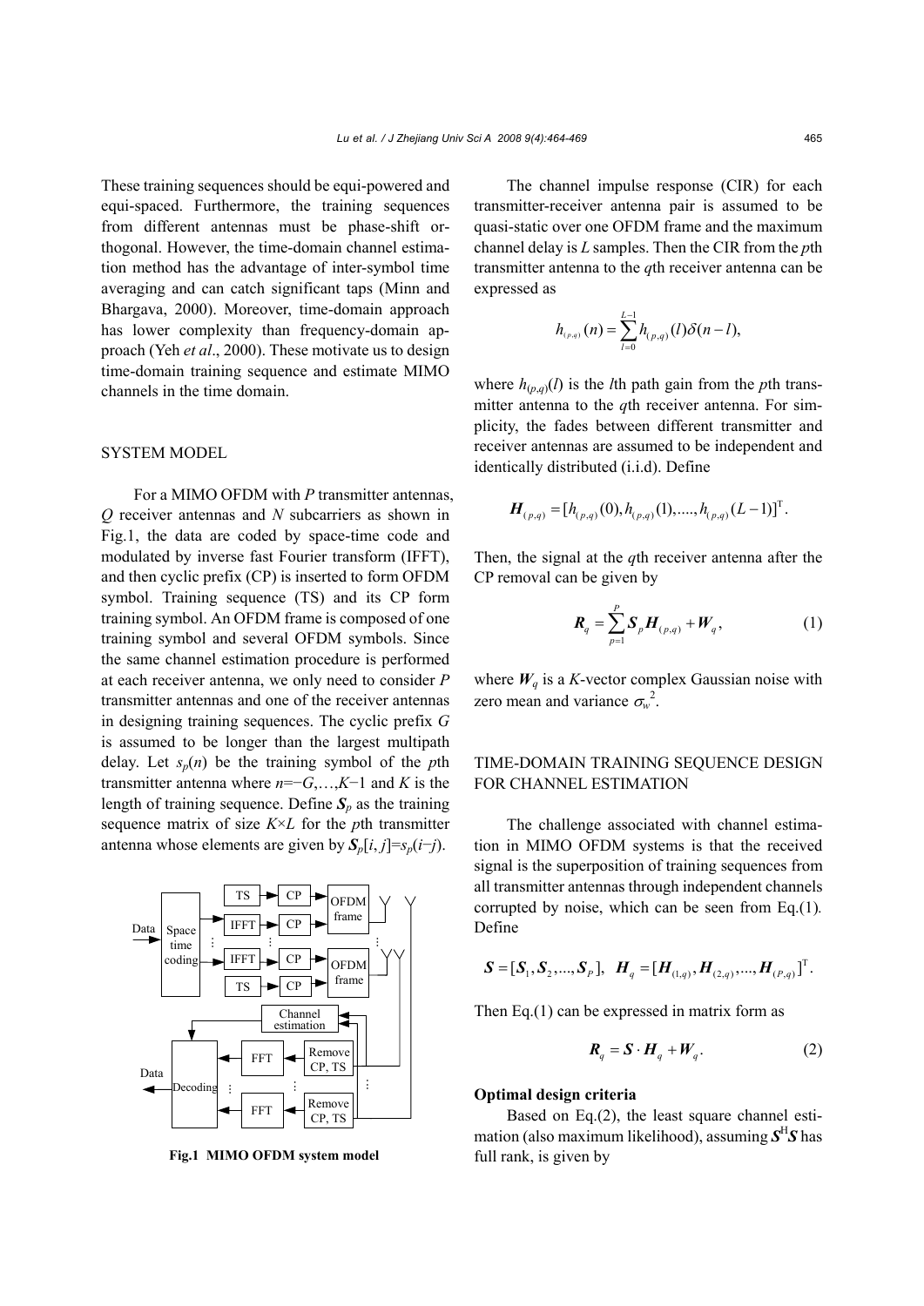These training sequences should be equi-powered and equi-spaced. Furthermore, the training sequences from different antennas must be phase-shift orthogonal. However, the time-domain channel estimation method has the advantage of inter-symbol time averaging and can catch significant taps (Minn and Bhargava, 2000). Moreover, time-domain approach has lower complexity than frequency-domain approach (Yeh *et al*., 2000). These motivate us to design time-domain training sequence and estimate MIMO channels in the time domain.

## SYSTEM MODEL

For a MIMO OFDM with $P$ transmitter antennas, $Q$ receiver antennas and $N$ subcarriers as shown in Fig.1, the data are coded by space-time code and modulated by inverse fast Fourier transform (IFFT), and then cyclic prefix (CP) is inserted to form OFDM symbol. Training sequence (TS) and its CP form training symbol. An OFDM frame is composed of one training symbol and several OFDM symbols. Since the same channel estimation procedure is performed at each receiver antenna, we only need to consider $P$ transmitter antennas and one of the receiver antennas in designing training sequences. The cyclic prefix $G$ is assumed to be longer than the largest multipath delay. Let $s_p(n)$ be the training symbol of the $p$th transmitter antenna where $n=-G,\ldots,K-1$ and $K$ is the length of training sequence. Define $\boldsymbol{S}_p$ as the training sequence matrix of size $K\times L$ for the $p$th transmitter antenna whose elements are given by $\boldsymbol{S}_p[i, j]=s_p(i-j)$.

**Fig.1 MIMO OFDM system model**

The channel impulse response (CIR) for each transmitter-receiver antenna pair is assumed to be quasi-static over one OFDM frame and the maximum channel delay is $L$ samples. Then the CIR from the $p$th transmitter antenna to the $q$th receiver antenna can be expressed as

$$h_{(p,q)}(n)=\sum_{l=0}^{L-1} h_{(p,q)}(l)\delta(n-l),$$

where $h_{(p,q)}(l)$ is the $l$th path gain from the $p$th transmitter antenna to the $q$th receiver antenna. For simplicity, the fades between different transmitter and receiver antennas are assumed to be independent and identically distributed (i.i.d). Define

$$\boldsymbol{H}_{(p,q)}=[h_{(p,q)}(0),h_{(p,q)}(1),\ldots,h_{(p,q)}(L-1)]^{\mathrm{T}}.$$

Then, the signal at the $q$th receiver antenna after the CP removal can be given by

$$\boldsymbol{R}_q=\sum_{p=1}^{P}\boldsymbol{S}_p\boldsymbol{H}_{(p,q)}+\boldsymbol{W}_q, \tag{1}$$

where $\boldsymbol{W}_q$ is a $K$-vector complex Gaussian noise with zero mean and variance $\sigma_w^2$.

## TIME-DOMAIN TRAINING SEQUENCE DESIGN FOR CHANNEL ESTIMATION

The challenge associated with channel estimation in MIMO OFDM systems is that the received signal is the superposition of training sequences from all transmitter antennas through independent channels corrupted by noise, which can be seen from Eq.(1). Define

$$\boldsymbol{S}=[\boldsymbol{S}_1,\boldsymbol{S}_2,\ldots,\boldsymbol{S}_P],\quad \boldsymbol{H}_q=[\boldsymbol{H}_{(1,q)},\boldsymbol{H}_{(2,q)},\ldots,\boldsymbol{H}_{(P,q)}]^{\mathrm{T}}.$$

Then Eq.(1) can be expressed in matrix form as

$$\boldsymbol{R}_q=\boldsymbol{S}\cdot\boldsymbol{H}_q+\boldsymbol{W}_q. \tag{2}$$

### Optimal design criteria

Based on Eq.(2), the least square channel estimation (also maximum likelihood), assuming $\boldsymbol{S}^{\mathrm{H}}\boldsymbol{S}$ has full rank, is given by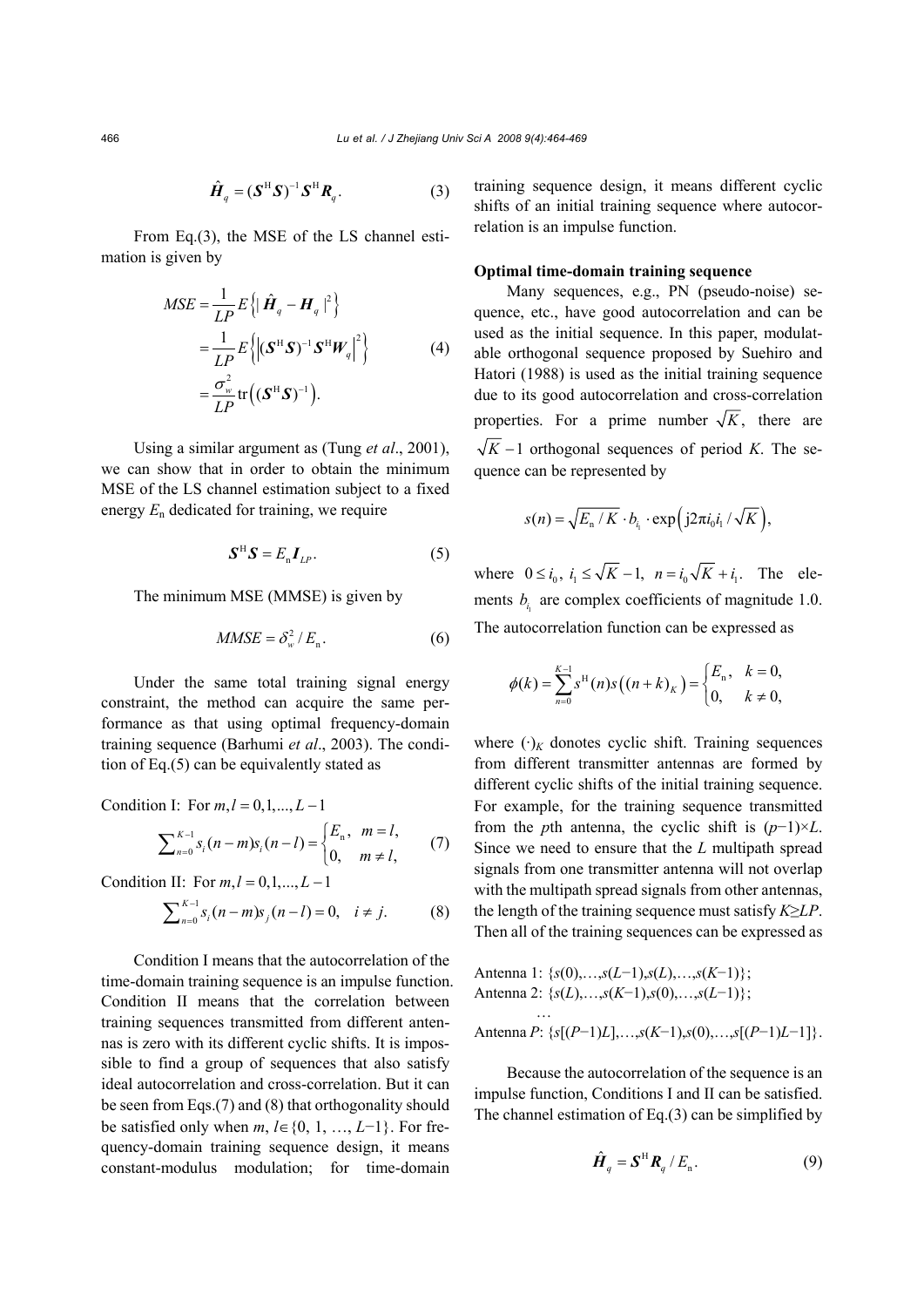$$\hat{\boldsymbol{H}}_q = (\boldsymbol{S}^{\mathrm{H}}\boldsymbol{S})^{-1}\boldsymbol{S}^{\mathrm{H}}\boldsymbol{R}_q. \tag{3}$$

From Eq.(3), the MSE of the LS channel estimation is given by

$$\begin{aligned} MSE &= \frac{1}{LP}E\left\{|\hat{\boldsymbol{H}}_q - \boldsymbol{H}_q|^2\right\} \\ &= \frac{1}{LP}E\left\{\left|(\boldsymbol{S}^{\mathrm{H}}\boldsymbol{S})^{-1}\boldsymbol{S}^{\mathrm{H}}\boldsymbol{W}_q\right|^2\right\} \\ &= \frac{\sigma_w^2}{LP}\mathrm{tr}\left((\boldsymbol{S}^{\mathrm{H}}\boldsymbol{S})^{-1}\right). \end{aligned} \tag{4}$$

Using a similar argument as (Tung *et al*., 2001), we can show that in order to obtain the minimum MSE of the LS channel estimation subject to a fixed energy $E_{\mathrm{n}}$ dedicated for training, we require

$$\boldsymbol{S}^{\mathrm{H}}\boldsymbol{S} = E_{\mathrm{n}}\boldsymbol{I}_{LP}. \tag{5}$$

The minimum MSE (MMSE) is given by

$$MMSE = \delta_w^2 / E_{\mathrm{n}}. \tag{6}$$

Under the same total training signal energy constraint, the method can acquire the same performance as that using optimal frequency-domain training sequence (Barhumi *et al*., 2003). The condition of Eq.(5) can be equivalently stated as

Condition I: For $m, l = 0, 1, ..., L-1$

$$\sum_{n=0}^{K-1} s_i(n-m)s_i(n-l) = \begin{cases} E_{\mathrm{n}}, & m = l, \\ 0, & m \neq l, \end{cases} \tag{7}$$

Condition II: For $m, l = 0, 1, ..., L-1$

$$\sum_{n=0}^{K-1} s_i(n-m)s_j(n-l) = 0, \quad i \neq j. \tag{8}$$

Condition I means that the autocorrelation of the time-domain training sequence is an impulse function. Condition II means that the correlation between training sequences transmitted from different antennas is zero with its different cyclic shifts. It is impossible to find a group of sequences that also satisfy ideal autocorrelation and cross-correlation. But it can be seen from Eqs.(7) and (8) that orthogonality should be satisfied only when $m, l \in \{0, 1, ..., L-1\}$. For frequency-domain training sequence design, it means constant-modulus modulation; for time-domain training sequence design, it means different cyclic shifts of an initial training sequence where autocorrelation is an impulse function.

### Optimal time-domain training sequence

Many sequences, e.g., PN (pseudo-noise) sequence, etc., have good autocorrelation and can be used as the initial sequence. In this paper, modulatable orthogonal sequence proposed by Suehiro and Hatori (1988) is used as the initial training sequence due to its good autocorrelation and cross-correlation properties. For a prime number $\sqrt{K}$, there are $\sqrt{K}-1$ orthogonal sequences of period $K$. The sequence can be represented by

$$s(n) = \sqrt{E_{\mathrm{n}}/K} \cdot b_{i_1} \cdot \exp\left(\mathrm{j}2\pi i_0 i_1 / \sqrt{K}\right),$$

where $0 \le i_0,\ i_1 \le \sqrt{K}-1,\ n = i_0\sqrt{K} + i_1$. The elements $b_{i_1}$ are complex coefficients of magnitude 1.0. The autocorrelation function can be expressed as

$$\phi(k) = \sum_{n=0}^{K-1} s^{\mathrm{H}}(n)s\left((n+k)_K\right) = \begin{cases} E_{\mathrm{n}}, & k = 0, \\ 0, & k \neq 0, \end{cases}$$

where $(\cdot)_K$ donotes cyclic shift. Training sequences from different transmitter antennas are formed by different cyclic shifts of the initial training sequence. For example, for the training sequence transmitted from the $p$th antenna, the cyclic shift is $(p-1)\times L$. Since we need to ensure that the $L$ multipath spread signals from one transmitter antenna will not overlap with the multipath spread signals from other antennas, the length of the training sequence must satisfy $K \ge LP$. Then all of the training sequences can be expressed as

Antenna 1: $\{s(0),\ldots,s(L-1),s(L),\ldots,s(K-1)\}$;
Antenna 2: $\{s(L),\ldots,s(K-1),s(0),\ldots,s(L-1)\}$;
…
Antenna $P$: $\{s[(P-1)L],\ldots,s(K-1),s(0),\ldots,s[(P-1)L-1]\}$.

Because the autocorrelation of the sequence is an impulse function, Conditions I and II can be satisfied. The channel estimation of Eq.(3) can be simplified by

$$\hat{\boldsymbol{H}}_q = \boldsymbol{S}^{\mathrm{H}}\boldsymbol{R}_q / E_{\mathrm{n}}. \tag{9}$$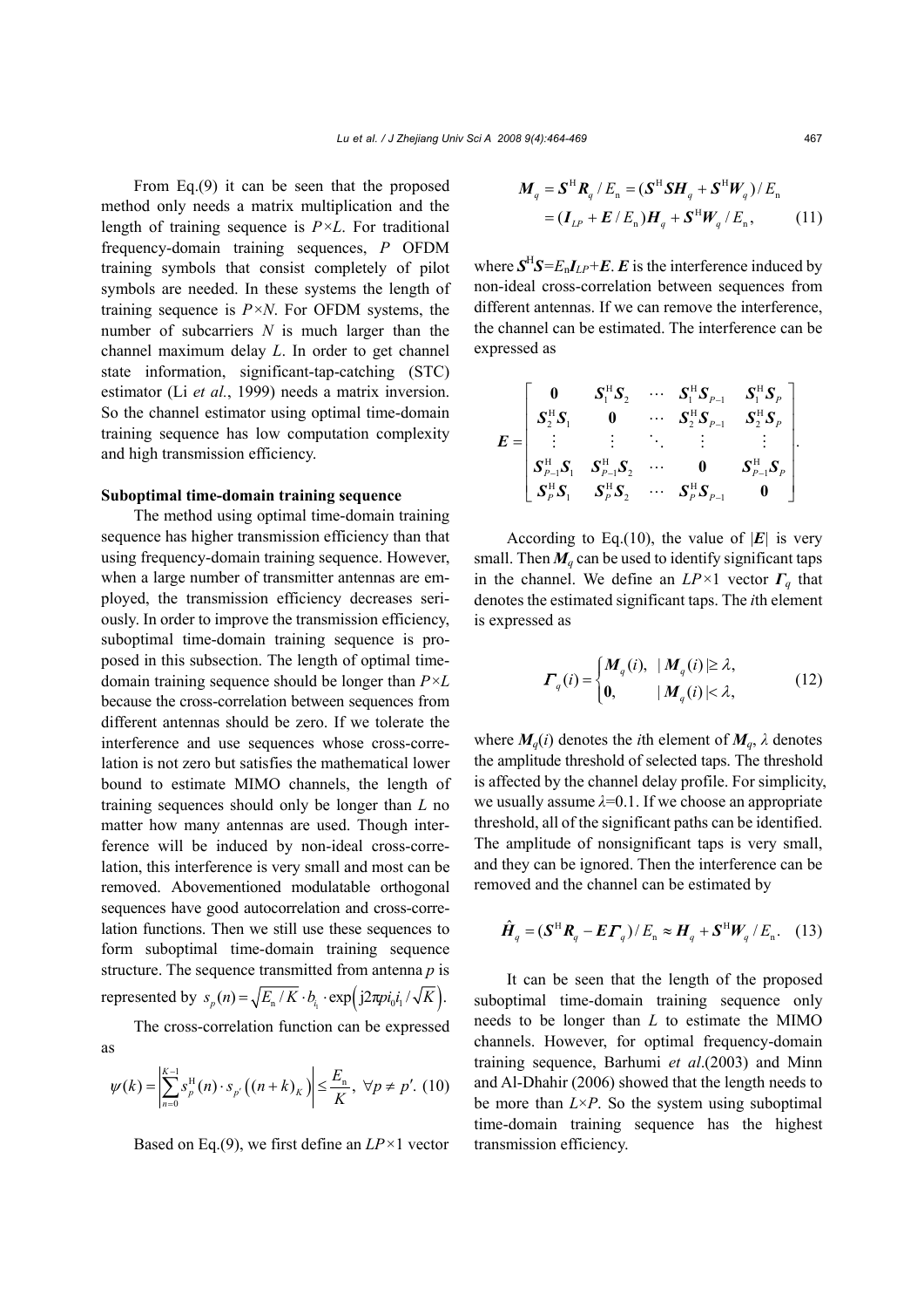From Eq.(9) it can be seen that the proposed method only needs a matrix multiplication and the length of training sequence is $P \times L$. For traditional frequency-domain training sequences, $P$ OFDM training symbols that consist completely of pilot symbols are needed. In these systems the length of training sequence is $P \times N$. For OFDM systems, the number of subcarriers $N$ is much larger than the channel maximum delay $L$. In order to get channel state information, significant-tap-catching (STC) estimator (Li *et al.*, 1999) needs a matrix inversion. So the channel estimator using optimal time-domain training sequence has low computation complexity and high transmission efficiency.

**Suboptimal time-domain training sequence**

The method using optimal time-domain training sequence has higher transmission efficiency than that using frequency-domain training sequence. However, when a large number of transmitter antennas are employed, the transmission efficiency decreases seriously. In order to improve the transmission efficiency, suboptimal time-domain training sequence is proposed in this subsection. The length of optimal time-domain training sequence should be longer than $P \times L$ because the cross-correlation between sequences from different antennas should be zero. If we tolerate the interference and use sequences whose cross-correlation is not zero but satisfies the mathematical lower bound to estimate MIMO channels, the length of training sequences should only be longer than $L$ no matter how many antennas are used. Though interference will be induced by non-ideal cross-correlation, this interference is very small and most can be removed. Abovementioned modulatable orthogonal sequences have good autocorrelation and cross-correlation functions. Then we still use these sequences to form suboptimal time-domain training sequence structure. The sequence transmitted from antenna $p$ is represented by $s_p(n) = \sqrt{E_{\text{n}}/K} \cdot b_{i_1} \cdot \exp\left(\text{j}2\pi p i_0 i_1 / \sqrt{K}\right)$.

The cross-correlation function can be expressed as

$$\psi(k) = \left| \sum_{n=0}^{K-1} s_p^{\text{H}}(n) \cdot s_{p'}\left((n+k)_K\right) \right| \le \frac{E_{\text{n}}}{K}, \ \forall p \ne p'. \quad (10)$$

Based on Eq.(9), we first define an $LP \times 1$ vector

$$\boldsymbol{M}_q = \boldsymbol{S}^{\text{H}} \boldsymbol{R}_q / E_{\text{n}} = (\boldsymbol{S}^{\text{H}} \boldsymbol{S} \boldsymbol{H}_q + \boldsymbol{S}^{\text{H}} \boldsymbol{W}_q) / E_{\text{n}}$$
$$= (\boldsymbol{I}_{LP} + \boldsymbol{E} / E_{\text{n}}) \boldsymbol{H}_q + \boldsymbol{S}^{\text{H}} \boldsymbol{W}_q / E_{\text{n}}, \quad (11)$$

where $\boldsymbol{S}^{\text{H}}\boldsymbol{S} = E_{\text{n}} \boldsymbol{I}_{LP} + \boldsymbol{E}$. $\boldsymbol{E}$ is the interference induced by non-ideal cross-correlation between sequences from different antennas. If we can remove the interference, the channel can be estimated. The interference can be expressed as

$$\boldsymbol{E} = \begin{bmatrix} \boldsymbol{0} & \boldsymbol{S}_1^{\text{H}} \boldsymbol{S}_2 & \cdots & \boldsymbol{S}_1^{\text{H}} \boldsymbol{S}_{P-1} & \boldsymbol{S}_1^{\text{H}} \boldsymbol{S}_P \\ \boldsymbol{S}_2^{\text{H}} \boldsymbol{S}_1 & \boldsymbol{0} & \cdots & \boldsymbol{S}_2^{\text{H}} \boldsymbol{S}_{P-1} & \boldsymbol{S}_2^{\text{H}} \boldsymbol{S}_P \\ \vdots & \vdots & \ddots & \vdots & \vdots \\ \boldsymbol{S}_{P-1}^{\text{H}} \boldsymbol{S}_1 & \boldsymbol{S}_{P-1}^{\text{H}} \boldsymbol{S}_2 & \cdots & \boldsymbol{0} & \boldsymbol{S}_{P-1}^{\text{H}} \boldsymbol{S}_P \\ \boldsymbol{S}_P^{\text{H}} \boldsymbol{S}_1 & \boldsymbol{S}_P^{\text{H}} \boldsymbol{S}_2 & \cdots & \boldsymbol{S}_P^{\text{H}} \boldsymbol{S}_{P-1} & \boldsymbol{0} \end{bmatrix}.$$

According to Eq.(10), the value of $|\boldsymbol{E}|$ is very small. Then $\boldsymbol{M}_q$ can be used to identify significant taps in the channel. We define an $LP \times 1$ vector $\boldsymbol{\Gamma}_q$ that denotes the estimated significant taps. The $i$th element is expressed as

$$\boldsymbol{\Gamma}_q(i) = \begin{cases} \boldsymbol{M}_q(i), & |\boldsymbol{M}_q(i)| \ge \lambda, \\ \boldsymbol{0}, & |\boldsymbol{M}_q(i)| < \lambda, \end{cases} \quad (12)$$

where $\boldsymbol{M}_q(i)$ denotes the $i$th element of $\boldsymbol{M}_q$, $\lambda$ denotes the amplitude threshold of selected taps. The threshold is affected by the channel delay profile. For simplicity, we usually assume $\lambda$=0.1. If we choose an appropriate threshold, all of the significant paths can be identified. The amplitude of nonsignificant taps is very small, and they can be ignored. Then the interference can be removed and the channel can be estimated by

$$\hat{\boldsymbol{H}}_q = (\boldsymbol{S}^{\text{H}} \boldsymbol{R}_q - \boldsymbol{E} \boldsymbol{\Gamma}_q) / E_{\text{n}} \approx \boldsymbol{H}_q + \boldsymbol{S}^{\text{H}} \boldsymbol{W}_q / E_{\text{n}}. \quad (13)$$

It can be seen that the length of the proposed suboptimal time-domain training sequence only needs to be longer than $L$ to estimate the MIMO channels. However, for optimal frequency-domain training sequence, Barhumi *et al*.(2003) and Minn and Al-Dhahir (2006) showed that the length needs to be more than $L \times P$. So the system using suboptimal time-domain training sequence has the highest transmission efficiency.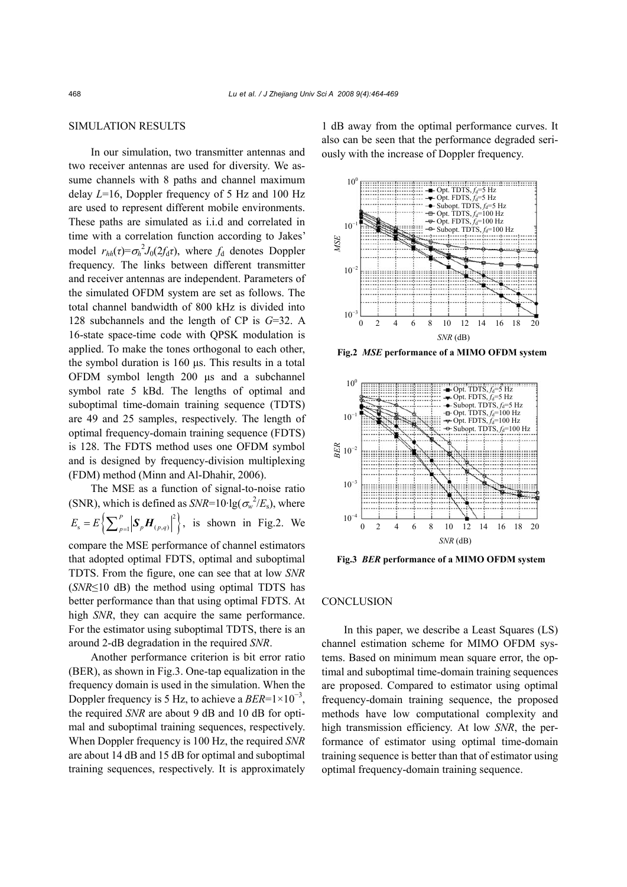## SIMULATION RESULTS

In our simulation, two transmitter antennas and two receiver antennas are used for diversity. We assume channels with 8 paths and channel maximum delay $L$=16, Doppler frequency of 5 Hz and 100 Hz are used to represent different mobile environments. These paths are simulated as i.i.d and correlated in time with a correlation function according to Jakes' model $r_{hh}(\tau)=\sigma_h^2 J_0(2f_d\tau)$, where $f_d$ denotes Doppler frequency. The links between different transmitter and receiver antennas are independent. Parameters of the simulated OFDM system are set as follows. The total channel bandwidth of 800 kHz is divided into 128 subchannels and the length of CP is $G$=32. A 16-state space-time code with QPSK modulation is applied. To make the tones orthogonal to each other, the symbol duration is 160 μs. This results in a total OFDM symbol length 200 μs and a subchannel symbol rate 5 kBd. The lengths of optimal and suboptimal time-domain training sequence (TDTS) are 49 and 25 samples, respectively. The length of optimal frequency-domain training sequence (FDTS) is 128. The FDTS method uses one OFDM symbol and is designed by frequency-division multiplexing (FDM) method (Minn and Al-Dhahir, 2006).

The MSE as a function of signal-to-noise ratio (SNR), which is defined as $SNR=10\cdot\lg(\sigma_w^2/E_s)$, where $E_s=E\left\{\sum_{p=1}^{P}\left|\boldsymbol{S}_p\boldsymbol{H}_{(p,q)}\right|^2\right\}$, is shown in Fig.2. We compare the MSE performance of channel estimators that adopted optimal FDTS, optimal and suboptimal TDTS. From the figure, one can see that at low $SNR$ ($SNR$≤10 dB) the method using optimal TDTS has better performance than that using optimal FDTS. At high $SNR$, they can acquire the same performance. For the estimator using suboptimal TDTS, there is an around 2-dB degradation in the required $SNR$.

Another performance criterion is bit error ratio (BER), as shown in Fig.3. One-tap equalization in the frequency domain is used in the simulation. When the Doppler frequency is 5 Hz, to achieve a $BER=1\times10^{-3}$, the required $SNR$ are about 9 dB and 10 dB for optimal and suboptimal training sequences, respectively. When Doppler frequency is 100 Hz, the required $SNR$ are about 14 dB and 15 dB for optimal and suboptimal training sequences, respectively. It is approximately 1 dB away from the optimal performance curves. It also can be seen that the performance degraded seriously with the increase of Doppler frequency.

**Fig.2** ***MSE*** **performance of a MIMO OFDM system**

**Fig.3** ***BER*** **performance of a MIMO OFDM system**

## CONCLUSION

In this paper, we describe a Least Squares (LS) channel estimation scheme for MIMO OFDM systems. Based on minimum mean square error, the optimal and suboptimal time-domain training sequences are proposed. Compared to estimator using optimal frequency-domain training sequence, the proposed methods have low computational complexity and high transmission efficiency. At low $SNR$, the performance of estimator using optimal time-domain training sequence is better than that of estimator using optimal frequency-domain training sequence.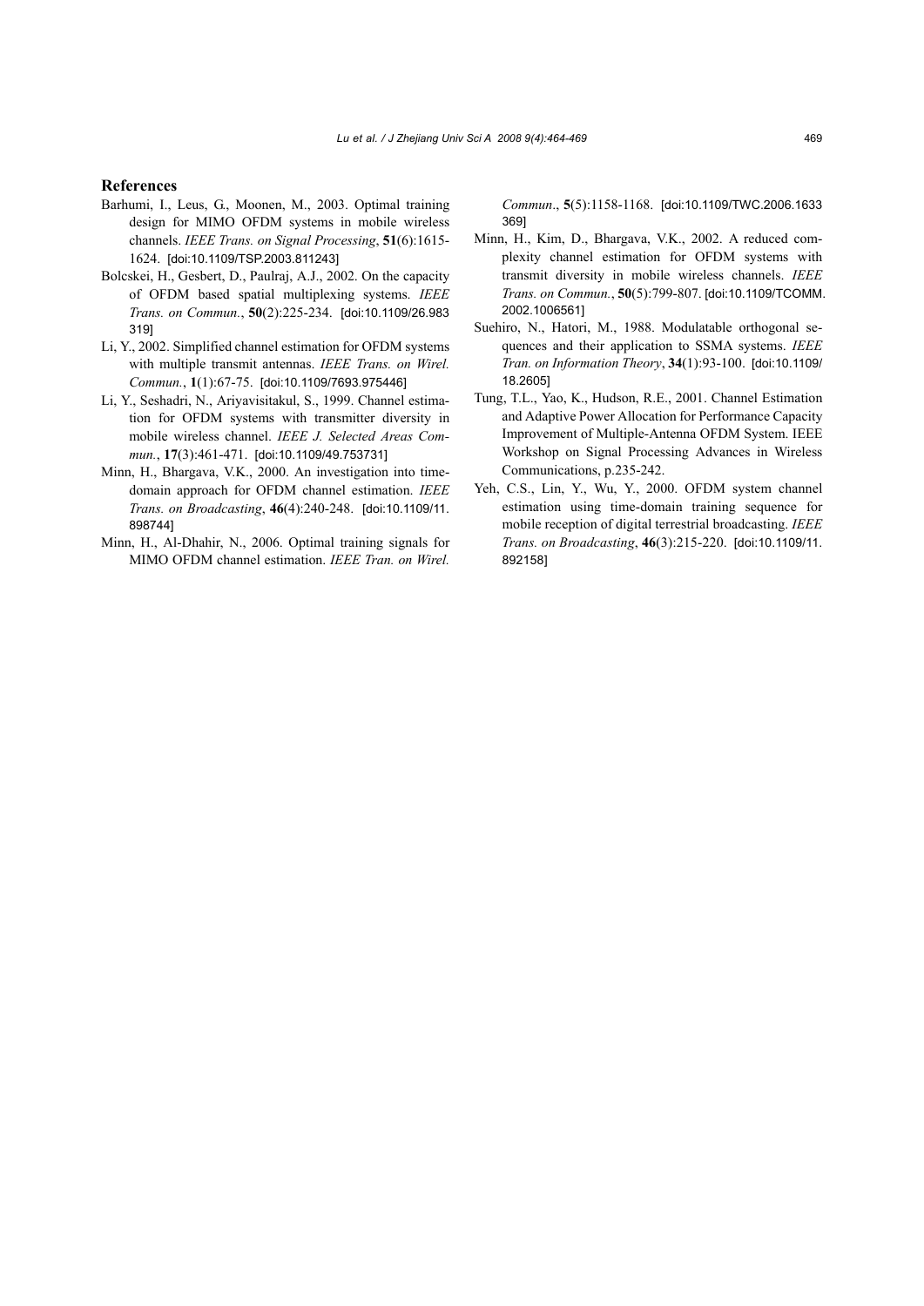## References

Barhumi, I., Leus, G., Moonen, M., 2003. Optimal training design for MIMO OFDM systems in mobile wireless channels. *IEEE Trans. on Signal Processing*, **51**(6):1615-1624. [doi:10.1109/TSP.2003.811243]

Bolcskei, H., Gesbert, D., Paulraj, A.J., 2002. On the capacity of OFDM based spatial multiplexing systems. *IEEE Trans. on Commun.*, **50**(2):225-234. [doi:10.1109/26.983319]

Li, Y., 2002. Simplified channel estimation for OFDM systems with multiple transmit antennas. *IEEE Trans. on Wirel. Commun.*, **1**(1):67-75. [doi:10.1109/7693.975446]

Li, Y., Seshadri, N., Ariyavisitakul, S., 1999. Channel estimation for OFDM systems with transmitter diversity in mobile wireless channel. *IEEE J. Selected Areas Commun.*, **17**(3):461-471. [doi:10.1109/49.753731]

Minn, H., Bhargava, V.K., 2000. An investigation into time-domain approach for OFDM channel estimation. *IEEE Trans. on Broadcasting*, **46**(4):240-248. [doi:10.1109/11.898744]

Minn, H., Al-Dhahir, N., 2006. Optimal training signals for MIMO OFDM channel estimation. *IEEE Tran. on Wirel. Commun*., **5**(5):1158-1168. [doi:10.1109/TWC.2006.1633369]

Minn, H., Kim, D., Bhargava, V.K., 2002. A reduced complexity channel estimation for OFDM systems with transmit diversity in mobile wireless channels. *IEEE Trans. on Commun.*, **50**(5):799-807. [doi:10.1109/TCOMM.2002.1006561]

Suehiro, N., Hatori, M., 1988. Modulatable orthogonal sequences and their application to SSMA systems. *IEEE Tran. on Information Theory*, **34**(1):93-100. [doi:10.1109/18.2605]

Tung, T.L., Yao, K., Hudson, R.E., 2001. Channel Estimation and Adaptive Power Allocation for Performance Capacity Improvement of Multiple-Antenna OFDM System. IEEE Workshop on Signal Processing Advances in Wireless Communications, p.235-242.

Yeh, C.S., Lin, Y., Wu, Y., 2000. OFDM system channel estimation using time-domain training sequence for mobile reception of digital terrestrial broadcasting. *IEEE Trans. on Broadcasting*, **46**(3):215-220. [doi:10.1109/11.892158]